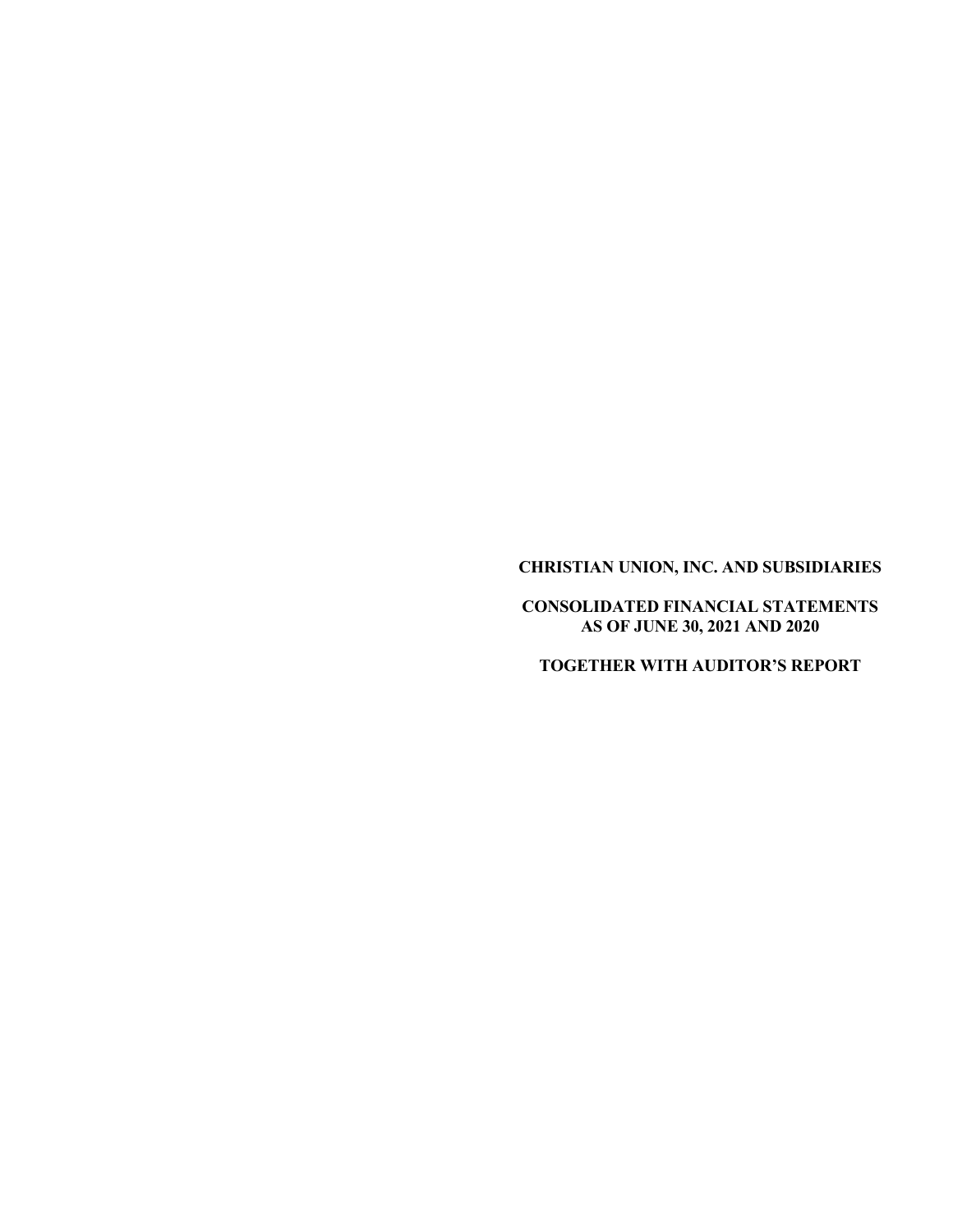**CHRISTIAN UNION, INC. AND SUBSIDIARIES**

**CONSOLIDATED FINANCIAL STATEMENTS**
**AS OF JUNE 30, 2021 AND 2020**

**TOGETHER WITH AUDITOR'S REPORT**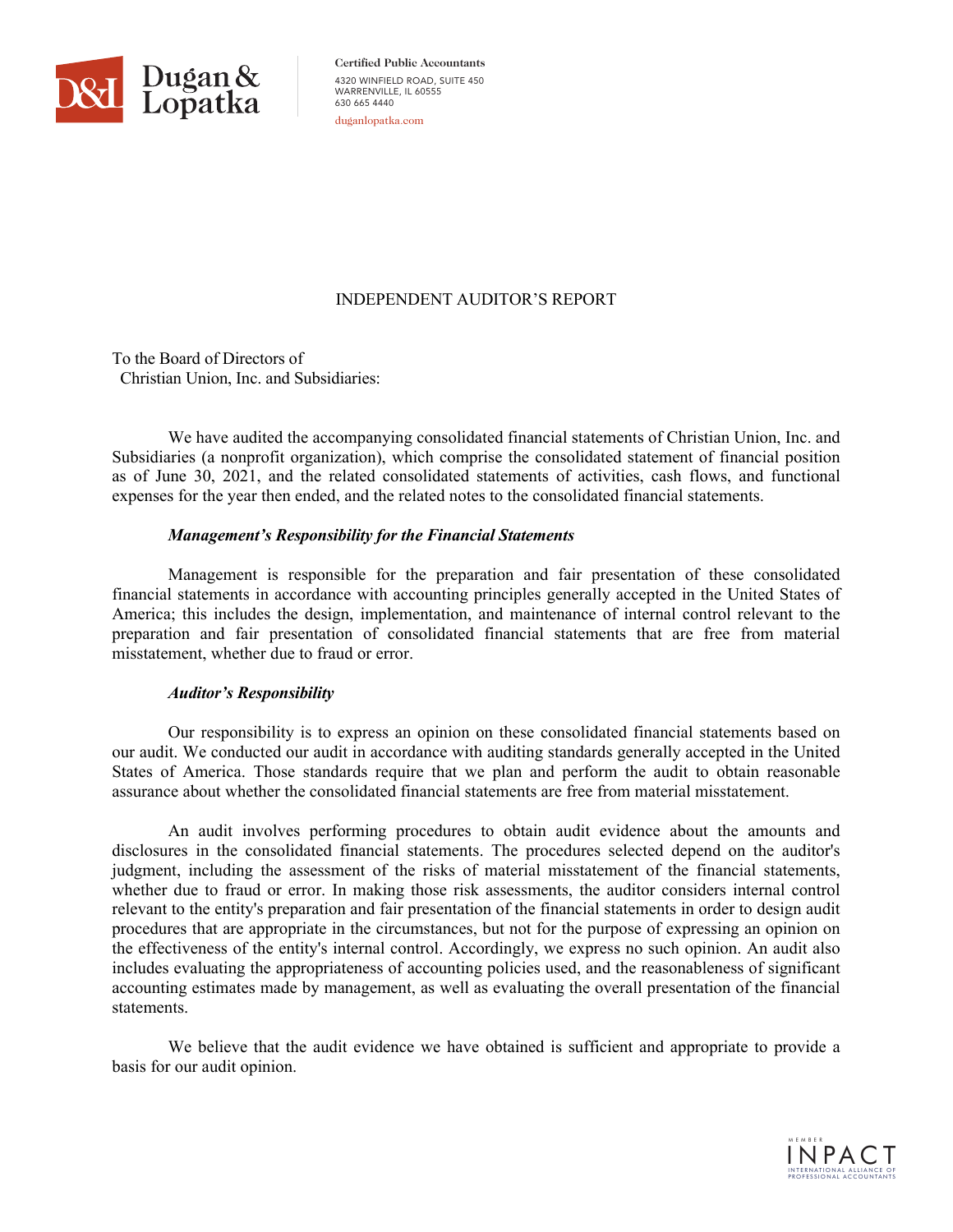Dugan & Lopatka

**Certified Public Accountants**
4320 WINFIELD ROAD, SUITE 450
WARRENVILLE, IL 60555
630 665 4440
duganlopatka.com

# INDEPENDENT AUDITOR'S REPORT

To the Board of Directors of
Christian Union, Inc. and Subsidiaries:

We have audited the accompanying consolidated financial statements of Christian Union, Inc. and Subsidiaries (a nonprofit organization), which comprise the consolidated statement of financial position as of June 30, 2021, and the related consolidated statements of activities, cash flows, and functional expenses for the year then ended, and the related notes to the consolidated financial statements.

***Management's Responsibility for the Financial Statements***

Management is responsible for the preparation and fair presentation of these consolidated financial statements in accordance with accounting principles generally accepted in the United States of America; this includes the design, implementation, and maintenance of internal control relevant to the preparation and fair presentation of consolidated financial statements that are free from material misstatement, whether due to fraud or error.

***Auditor's Responsibility***

Our responsibility is to express an opinion on these consolidated financial statements based on our audit. We conducted our audit in accordance with auditing standards generally accepted in the United States of America. Those standards require that we plan and perform the audit to obtain reasonable assurance about whether the consolidated financial statements are free from material misstatement.

An audit involves performing procedures to obtain audit evidence about the amounts and disclosures in the consolidated financial statements. The procedures selected depend on the auditor's judgment, including the assessment of the risks of material misstatement of the financial statements, whether due to fraud or error. In making those risk assessments, the auditor considers internal control relevant to the entity's preparation and fair presentation of the financial statements in order to design audit procedures that are appropriate in the circumstances, but not for the purpose of expressing an opinion on the effectiveness of the entity's internal control. Accordingly, we express no such opinion. An audit also includes evaluating the appropriateness of accounting policies used, and the reasonableness of significant accounting estimates made by management, as well as evaluating the overall presentation of the financial statements.

We believe that the audit evidence we have obtained is sufficient and appropriate to provide a basis for our audit opinion.

MEMBER INPACT INTERNATIONAL ALLIANCE OF PROFESSIONAL ACCOUNTANTS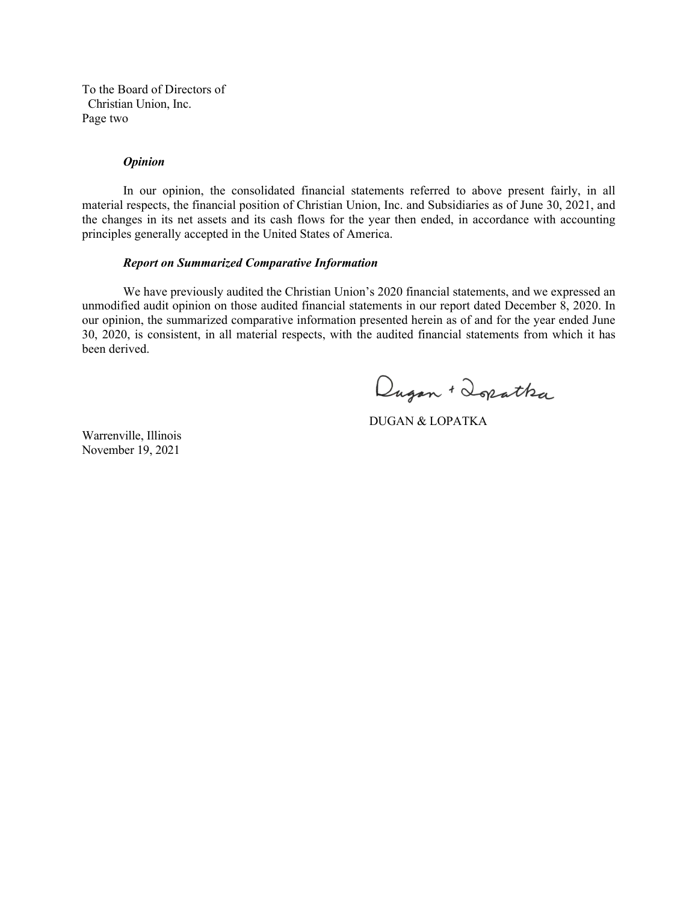To the Board of Directors of
Christian Union, Inc.
Page two

***Opinion***

In our opinion, the consolidated financial statements referred to above present fairly, in all material respects, the financial position of Christian Union, Inc. and Subsidiaries as of June 30, 2021, and the changes in its net assets and its cash flows for the year then ended, in accordance with accounting principles generally accepted in the United States of America.

***Report on Summarized Comparative Information***

We have previously audited the Christian Union's 2020 financial statements, and we expressed an unmodified audit opinion on those audited financial statements in our report dated December 8, 2020. In our opinion, the summarized comparative information presented herein as of and for the year ended June 30, 2020, is consistent, in all material respects, with the audited financial statements from which it has been derived.

Dugan + Lopatka

DUGAN & LOPATKA

Warrenville, Illinois
November 19, 2021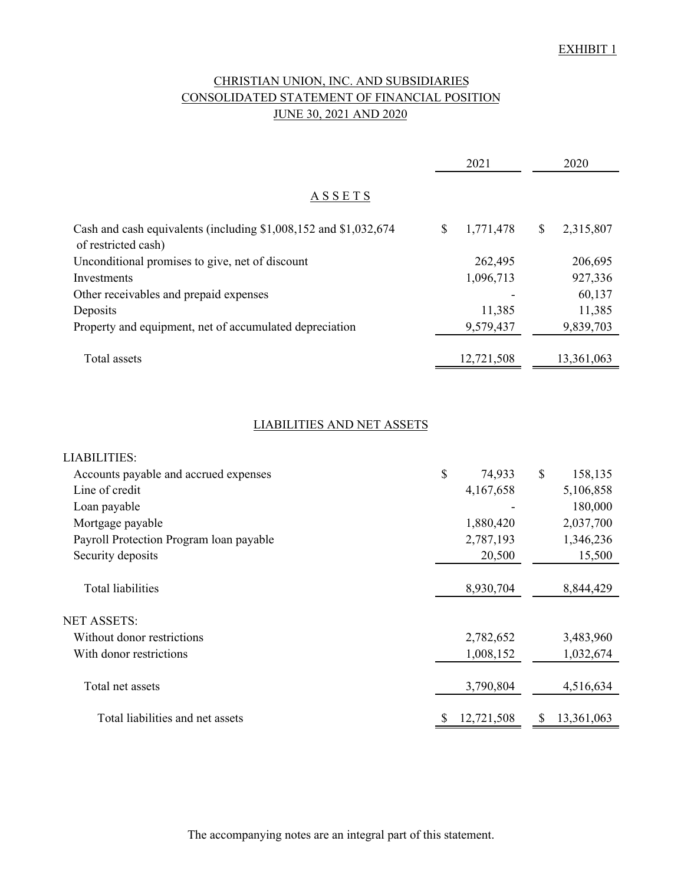EXHIBIT 1

# CHRISTIAN UNION, INC. AND SUBSIDIARIES
## CONSOLIDATED STATEMENT OF FINANCIAL POSITION
## JUNE 30, 2021 AND 2020

| | 2021 | 2020 |
|---|---|---|
| **A S S E T S** | | |
| Cash and cash equivalents (including $1,008,152 and $1,032,674 of restricted cash) | $ 1,771,478 | $ 2,315,807 |
| Unconditional promises to give, net of discount | 262,495 | 206,695 |
| Investments | 1,096,713 | 927,336 |
| Other receivables and prepaid expenses | - | 60,137 |
| Deposits | 11,385 | 11,385 |
| Property and equipment, net of accumulated depreciation | 9,579,437 | 9,839,703 |
| Total assets | 12,721,508 | 13,361,063 |
| **LIABILITIES AND NET ASSETS** | | |
| LIABILITIES: | | |
| Accounts payable and accrued expenses | $ 74,933 | $ 158,135 |
| Line of credit | 4,167,658 | 5,106,858 |
| Loan payable | - | 180,000 |
| Mortgage payable | 1,880,420 | 2,037,700 |
| Payroll Protection Program loan payable | 2,787,193 | 1,346,236 |
| Security deposits | 20,500 | 15,500 |
| Total liabilities | 8,930,704 | 8,844,429 |
| NET ASSETS: | | |
| Without donor restrictions | 2,782,652 | 3,483,960 |
| With donor restrictions | 1,008,152 | 1,032,674 |
| Total net assets | 3,790,804 | 4,516,634 |
| Total liabilities and net assets | $ 12,721,508 | $ 13,361,063 |

The accompanying notes are an integral part of this statement.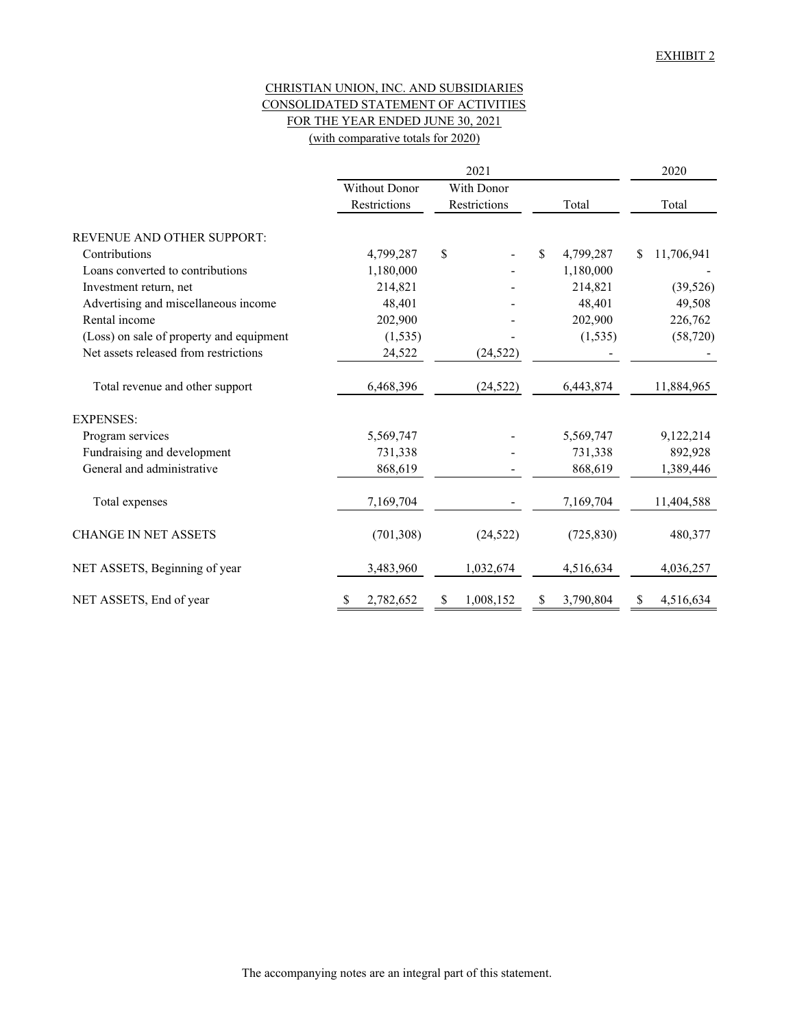EXHIBIT 2

# CHRISTIAN UNION, INC. AND SUBSIDIARIES
## CONSOLIDATED STATEMENT OF ACTIVITIES
### FOR THE YEAR ENDED JUNE 30, 2021
(with comparative totals for 2020)

| | 2021 | | | 2020 |
|---|---|---|---|---|
| | Without Donor Restrictions | With Donor Restrictions | Total | Total |
| REVENUE AND OTHER SUPPORT: | | | | |
| Contributions | 4,799,287 | $ - | $ 4,799,287 | $ 11,706,941 |
| Loans converted to contributions | 1,180,000 | - | 1,180,000 | - |
| Investment return, net | 214,821 | - | 214,821 | (39,526) |
| Advertising and miscellaneous income | 48,401 | - | 48,401 | 49,508 |
| Rental income | 202,900 | - | 202,900 | 226,762 |
| (Loss) on sale of property and equipment | (1,535) | - | (1,535) | (58,720) |
| Net assets released from restrictions | 24,522 | (24,522) | - | - |
| Total revenue and other support | 6,468,396 | (24,522) | 6,443,874 | 11,884,965 |
| EXPENSES: | | | | |
| Program services | 5,569,747 | - | 5,569,747 | 9,122,214 |
| Fundraising and development | 731,338 | - | 731,338 | 892,928 |
| General and administrative | 868,619 | - | 868,619 | 1,389,446 |
| Total expenses | 7,169,704 | - | 7,169,704 | 11,404,588 |
| CHANGE IN NET ASSETS | (701,308) | (24,522) | (725,830) | 480,377 |
| NET ASSETS, Beginning of year | 3,483,960 | 1,032,674 | 4,516,634 | 4,036,257 |
| NET ASSETS, End of year | $ 2,782,652 | $ 1,008,152 | $ 3,790,804 | $ 4,516,634 |

The accompanying notes are an integral part of this statement.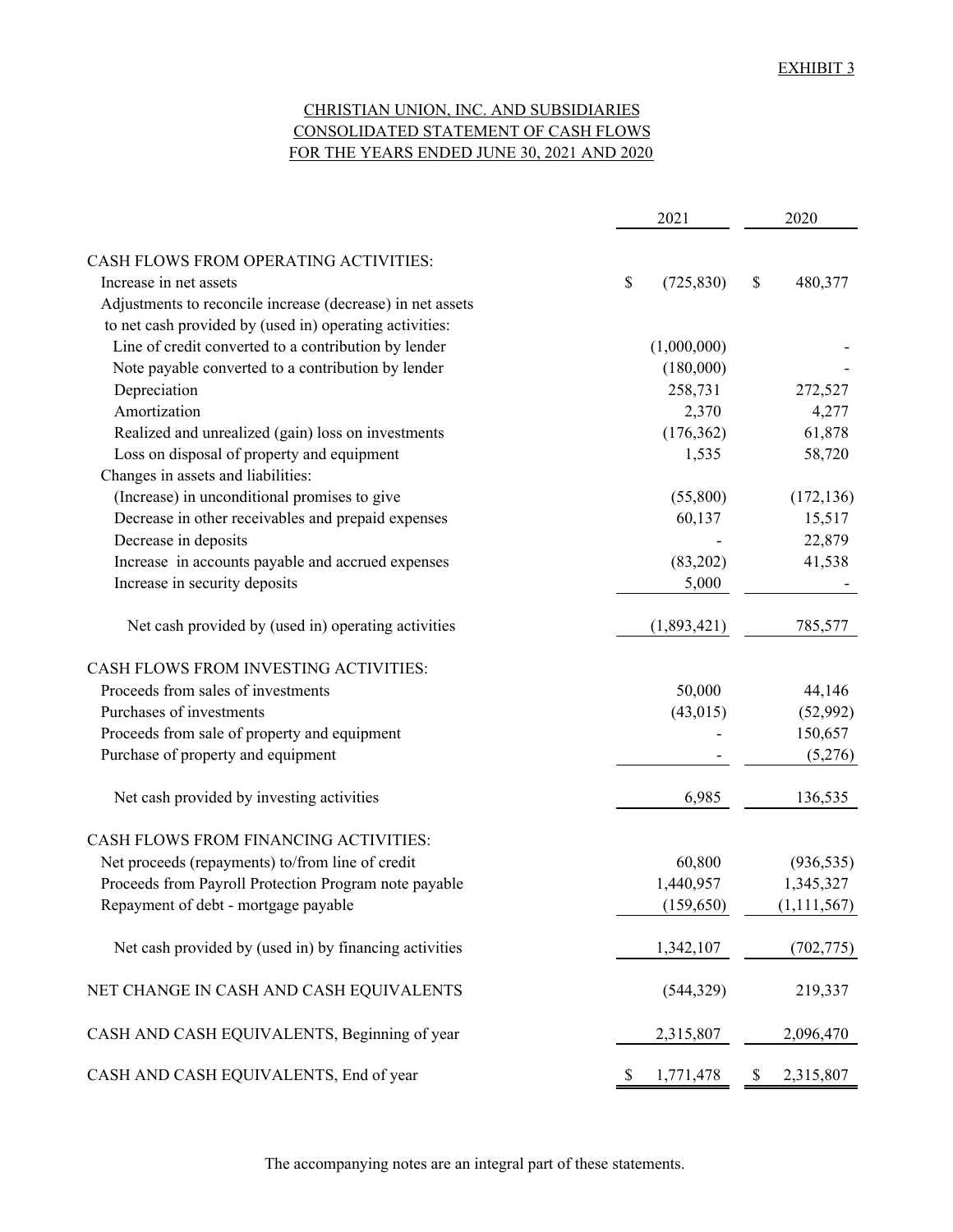EXHIBIT 3

# CHRISTIAN UNION, INC. AND SUBSIDIARIES
## CONSOLIDATED STATEMENT OF CASH FLOWS
## FOR THE YEARS ENDED JUNE 30, 2021 AND 2020

| | 2021 | 2020 |
|---|---|---|
| CASH FLOWS FROM OPERATING ACTIVITIES: | | |
| Increase in net assets | $ (725,830) | $ 480,377 |
| Adjustments to reconcile increase (decrease) in net assets to net cash provided by (used in) operating activities: | | |
| Line of credit converted to a contribution by lender | (1,000,000) | - |
| Note payable converted to a contribution by lender | (180,000) | - |
| Depreciation | 258,731 | 272,527 |
| Amortization | 2,370 | 4,277 |
| Realized and unrealized (gain) loss on investments | (176,362) | 61,878 |
| Loss on disposal of property and equipment | 1,535 | 58,720 |
| Changes in assets and liabilities: | | |
| (Increase) in unconditional promises to give | (55,800) | (172,136) |
| Decrease in other receivables and prepaid expenses | 60,137 | 15,517 |
| Decrease in deposits | - | 22,879 |
| Increase in accounts payable and accrued expenses | (83,202) | 41,538 |
| Increase in security deposits | 5,000 | - |
| Net cash provided by (used in) operating activities | (1,893,421) | 785,577 |
| CASH FLOWS FROM INVESTING ACTIVITIES: | | |
| Proceeds from sales of investments | 50,000 | 44,146 |
| Purchases of investments | (43,015) | (52,992) |
| Proceeds from sale of property and equipment | - | 150,657 |
| Purchase of property and equipment | - | (5,276) |
| Net cash provided by investing activities | 6,985 | 136,535 |
| CASH FLOWS FROM FINANCING ACTIVITIES: | | |
| Net proceeds (repayments) to/from line of credit | 60,800 | (936,535) |
| Proceeds from Payroll Protection Program note payable | 1,440,957 | 1,345,327 |
| Repayment of debt - mortgage payable | (159,650) | (1,111,567) |
| Net cash provided by (used in) by financing activities | 1,342,107 | (702,775) |
| NET CHANGE IN CASH AND CASH EQUIVALENTS | (544,329) | 219,337 |
| CASH AND CASH EQUIVALENTS, Beginning of year | 2,315,807 | 2,096,470 |
| CASH AND CASH EQUIVALENTS, End of year | $ 1,771,478 | $ 2,315,807 |

The accompanying notes are an integral part of these statements.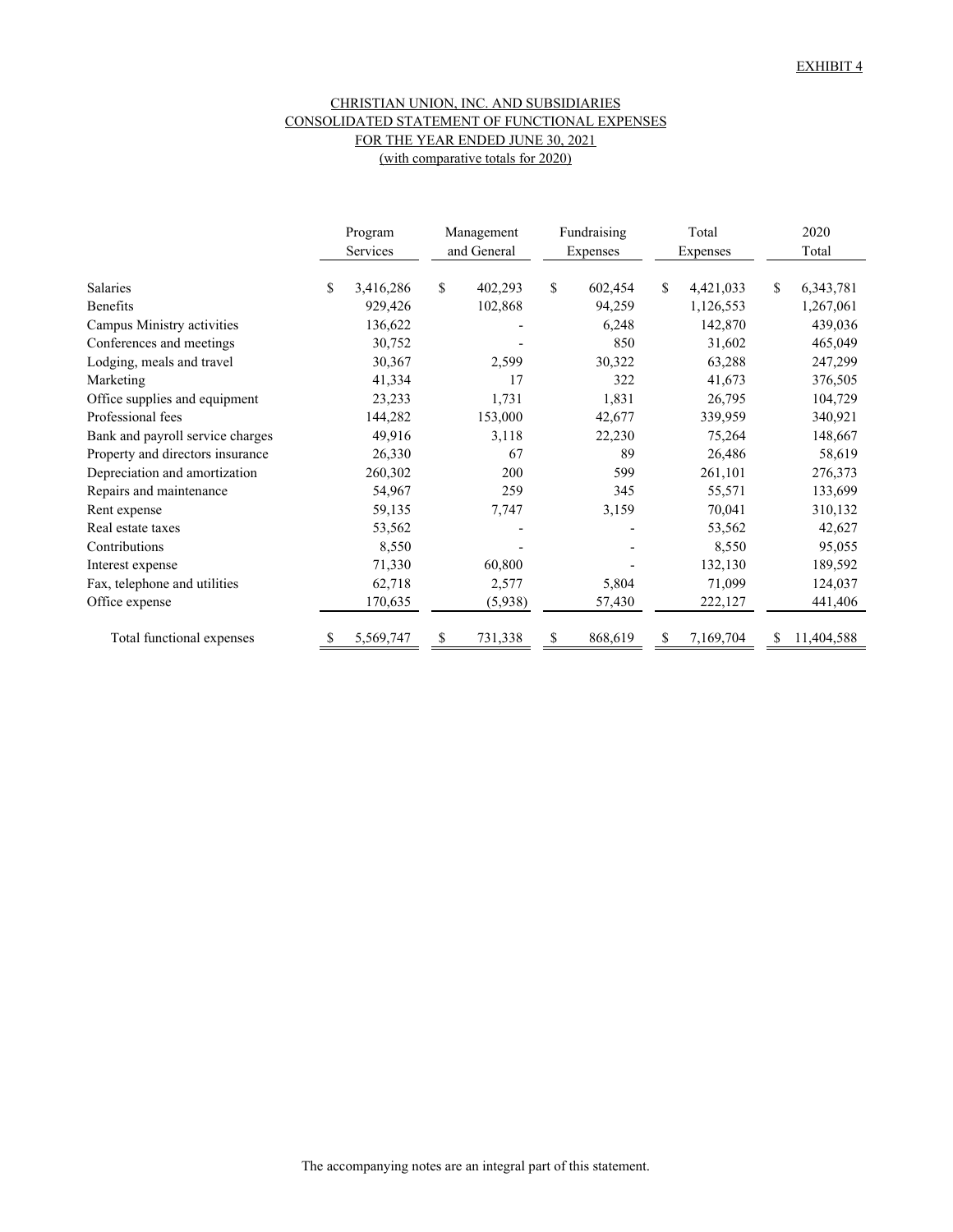EXHIBIT 4

CHRISTIAN UNION, INC. AND SUBSIDIARIES
CONSOLIDATED STATEMENT OF FUNCTIONAL EXPENSES
FOR THE YEAR ENDED JUNE 30, 2021
(with comparative totals for 2020)

| | Program Services | Management and General | Fundraising Expenses | Total Expenses | 2020 Total |
|---|---|---|---|---|---|
| Salaries | $ 3,416,286 | $ 402,293 | $ 602,454 | $ 4,421,033 | $ 6,343,781 |
| Benefits | 929,426 | 102,868 | 94,259 | 1,126,553 | 1,267,061 |
| Campus Ministry activities | 136,622 | - | 6,248 | 142,870 | 439,036 |
| Conferences and meetings | 30,752 | - | 850 | 31,602 | 465,049 |
| Lodging, meals and travel | 30,367 | 2,599 | 30,322 | 63,288 | 247,299 |
| Marketing | 41,334 | 17 | 322 | 41,673 | 376,505 |
| Office supplies and equipment | 23,233 | 1,731 | 1,831 | 26,795 | 104,729 |
| Professional fees | 144,282 | 153,000 | 42,677 | 339,959 | 340,921 |
| Bank and payroll service charges | 49,916 | 3,118 | 22,230 | 75,264 | 148,667 |
| Property and directors insurance | 26,330 | 67 | 89 | 26,486 | 58,619 |
| Depreciation and amortization | 260,302 | 200 | 599 | 261,101 | 276,373 |
| Repairs and maintenance | 54,967 | 259 | 345 | 55,571 | 133,699 |
| Rent expense | 59,135 | 7,747 | 3,159 | 70,041 | 310,132 |
| Real estate taxes | 53,562 | - | - | 53,562 | 42,627 |
| Contributions | 8,550 | - | - | 8,550 | 95,055 |
| Interest expense | 71,330 | 60,800 | - | 132,130 | 189,592 |
| Fax, telephone and utilities | 62,718 | 2,577 | 5,804 | 71,099 | 124,037 |
| Office expense | 170,635 | (5,938) | 57,430 | 222,127 | 441,406 |
| Total functional expenses | $ 5,569,747 | $ 731,338 | $ 868,619 | $ 7,169,704 | $ 11,404,588 |

The accompanying notes are an integral part of this statement.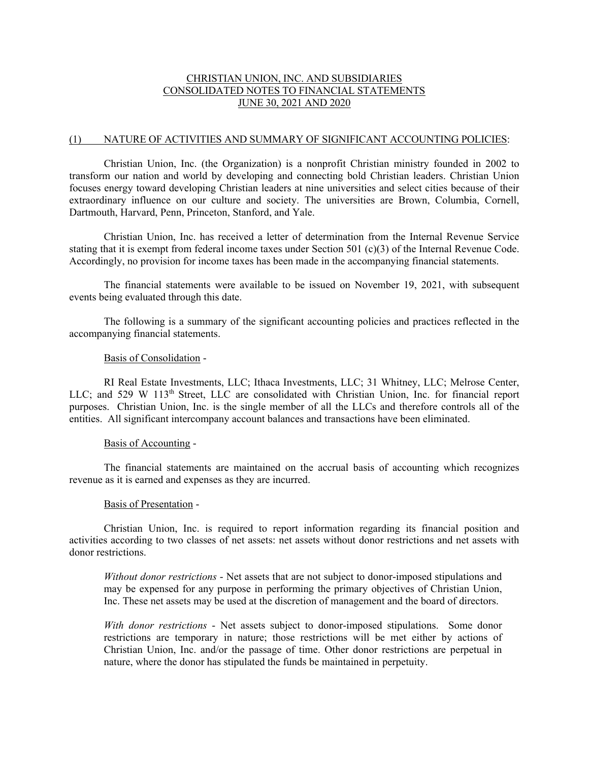# CHRISTIAN UNION, INC. AND SUBSIDIARIES
## CONSOLIDATED NOTES TO FINANCIAL STATEMENTS
## JUNE 30, 2021 AND 2020

### (1) NATURE OF ACTIVITIES AND SUMMARY OF SIGNIFICANT ACCOUNTING POLICIES:

Christian Union, Inc. (the Organization) is a nonprofit Christian ministry founded in 2002 to transform our nation and world by developing and connecting bold Christian leaders. Christian Union focuses energy toward developing Christian leaders at nine universities and select cities because of their extraordinary influence on our culture and society. The universities are Brown, Columbia, Cornell, Dartmouth, Harvard, Penn, Princeton, Stanford, and Yale.

Christian Union, Inc. has received a letter of determination from the Internal Revenue Service stating that it is exempt from federal income taxes under Section 501 (c)(3) of the Internal Revenue Code. Accordingly, no provision for income taxes has been made in the accompanying financial statements.

The financial statements were available to be issued on November 19, 2021, with subsequent events being evaluated through this date.

The following is a summary of the significant accounting policies and practices reflected in the accompanying financial statements.

Basis of Consolidation -

RI Real Estate Investments, LLC; Ithaca Investments, LLC; 31 Whitney, LLC; Melrose Center, LLC; and 529 W 113th Street, LLC are consolidated with Christian Union, Inc. for financial report purposes. Christian Union, Inc. is the single member of all the LLCs and therefore controls all of the entities. All significant intercompany account balances and transactions have been eliminated.

Basis of Accounting -

The financial statements are maintained on the accrual basis of accounting which recognizes revenue as it is earned and expenses as they are incurred.

Basis of Presentation -

Christian Union, Inc. is required to report information regarding its financial position and activities according to two classes of net assets: net assets without donor restrictions and net assets with donor restrictions.

*Without donor restrictions* - Net assets that are not subject to donor-imposed stipulations and may be expensed for any purpose in performing the primary objectives of Christian Union, Inc. These net assets may be used at the discretion of management and the board of directors.

*With donor restrictions* - Net assets subject to donor-imposed stipulations. Some donor restrictions are temporary in nature; those restrictions will be met either by actions of Christian Union, Inc. and/or the passage of time. Other donor restrictions are perpetual in nature, where the donor has stipulated the funds be maintained in perpetuity.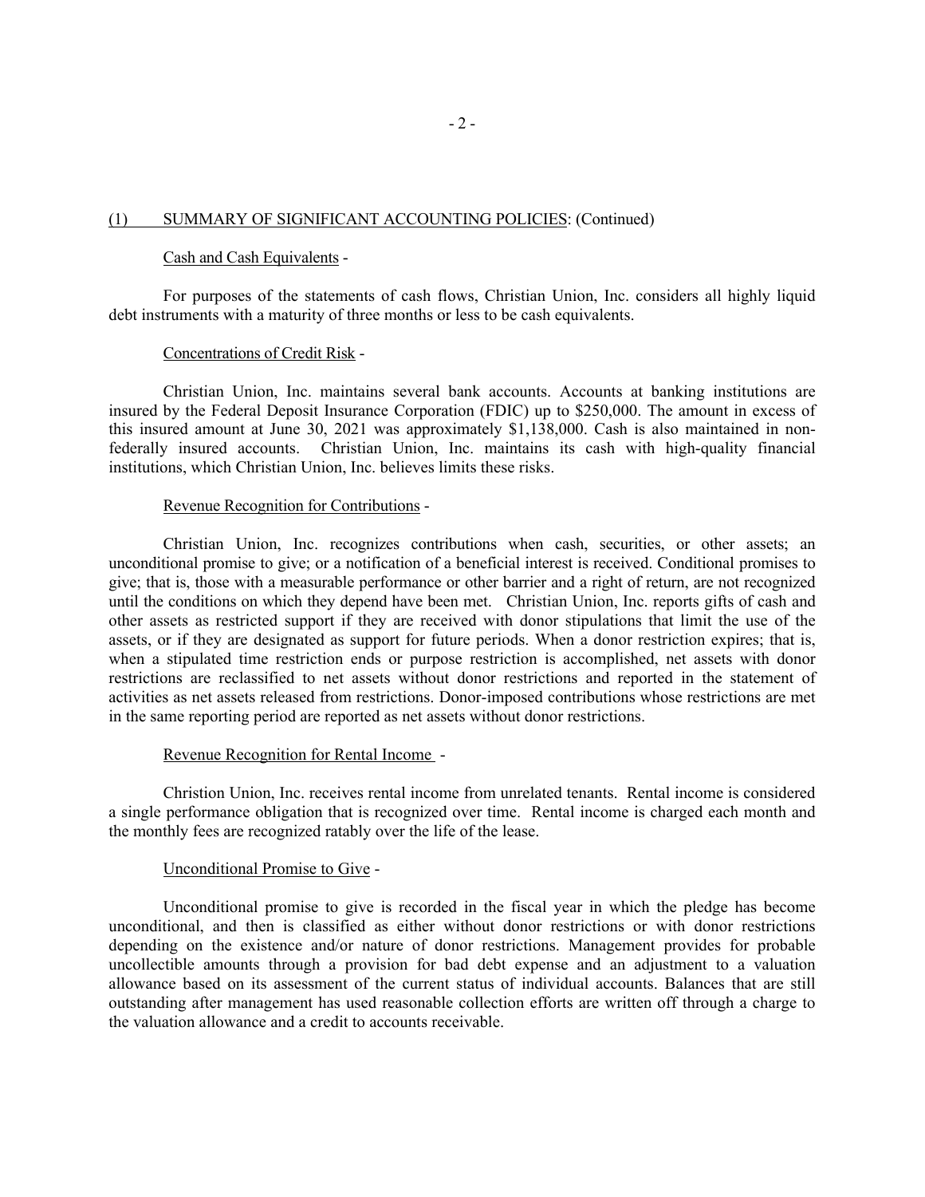## (1) SUMMARY OF SIGNIFICANT ACCOUNTING POLICIES: (Continued)

### Cash and Cash Equivalents -

For purposes of the statements of cash flows, Christian Union, Inc. considers all highly liquid debt instruments with a maturity of three months or less to be cash equivalents.

### Concentrations of Credit Risk -

Christian Union, Inc. maintains several bank accounts. Accounts at banking institutions are insured by the Federal Deposit Insurance Corporation (FDIC) up to $250,000. The amount in excess of this insured amount at June 30, 2021 was approximately $1,138,000. Cash is also maintained in non-federally insured accounts. Christian Union, Inc. maintains its cash with high-quality financial institutions, which Christian Union, Inc. believes limits these risks.

### Revenue Recognition for Contributions -

Christian Union, Inc. recognizes contributions when cash, securities, or other assets; an unconditional promise to give; or a notification of a beneficial interest is received. Conditional promises to give; that is, those with a measurable performance or other barrier and a right of return, are not recognized until the conditions on which they depend have been met. Christian Union, Inc. reports gifts of cash and other assets as restricted support if they are received with donor stipulations that limit the use of the assets, or if they are designated as support for future periods. When a donor restriction expires; that is, when a stipulated time restriction ends or purpose restriction is accomplished, net assets with donor restrictions are reclassified to net assets without donor restrictions and reported in the statement of activities as net assets released from restrictions. Donor-imposed contributions whose restrictions are met in the same reporting period are reported as net assets without donor restrictions.

### Revenue Recognition for Rental Income -

Christion Union, Inc. receives rental income from unrelated tenants. Rental income is considered a single performance obligation that is recognized over time. Rental income is charged each month and the monthly fees are recognized ratably over the life of the lease.

### Unconditional Promise to Give -

Unconditional promise to give is recorded in the fiscal year in which the pledge has become unconditional, and then is classified as either without donor restrictions or with donor restrictions depending on the existence and/or nature of donor restrictions. Management provides for probable uncollectible amounts through a provision for bad debt expense and an adjustment to a valuation allowance based on its assessment of the current status of individual accounts. Balances that are still outstanding after management has used reasonable collection efforts are written off through a charge to the valuation allowance and a credit to accounts receivable.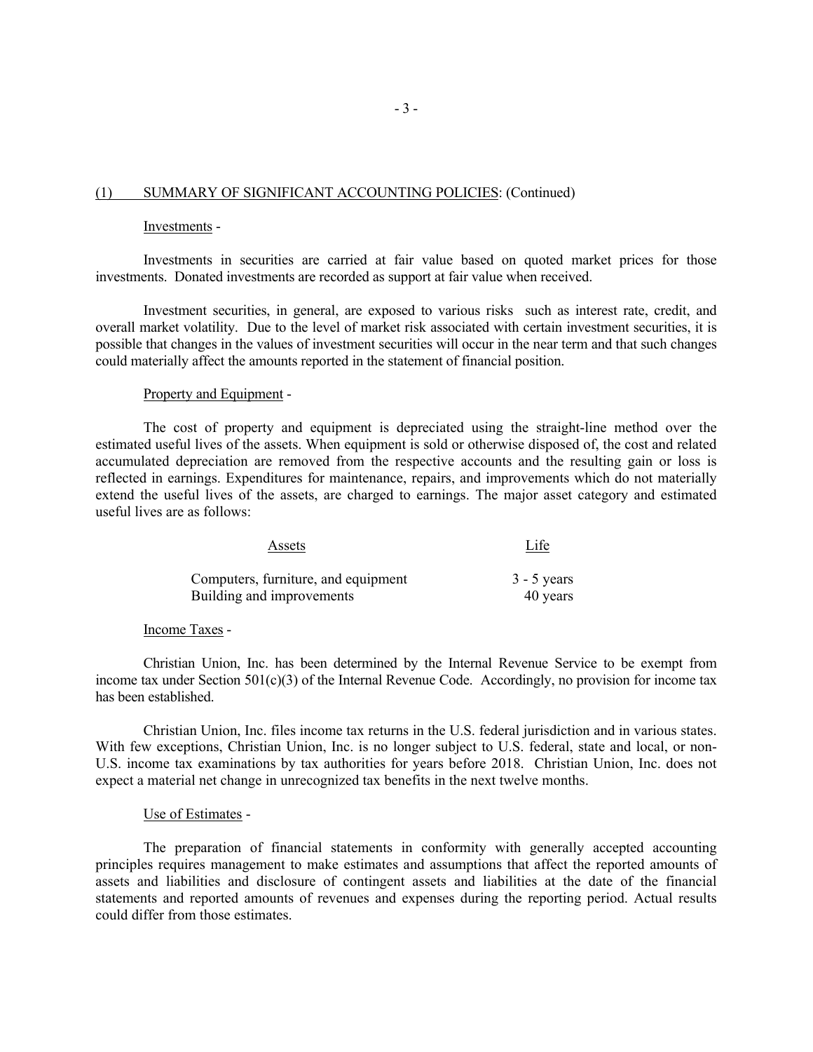## (1) SUMMARY OF SIGNIFICANT ACCOUNTING POLICIES: (Continued)

### Investments -

Investments in securities are carried at fair value based on quoted market prices for those investments. Donated investments are recorded as support at fair value when received.

Investment securities, in general, are exposed to various risks such as interest rate, credit, and overall market volatility. Due to the level of market risk associated with certain investment securities, it is possible that changes in the values of investment securities will occur in the near term and that such changes could materially affect the amounts reported in the statement of financial position.

### Property and Equipment -

The cost of property and equipment is depreciated using the straight-line method over the estimated useful lives of the assets. When equipment is sold or otherwise disposed of, the cost and related accumulated depreciation are removed from the respective accounts and the resulting gain or loss is reflected in earnings. Expenditures for maintenance, repairs, and improvements which do not materially extend the useful lives of the assets, are charged to earnings. The major asset category and estimated useful lives are as follows:

| Assets | Life |
|---|---|
| Computers, furniture, and equipment | 3 - 5 years |
| Building and improvements | 40 years |

### Income Taxes -

Christian Union, Inc. has been determined by the Internal Revenue Service to be exempt from income tax under Section 501(c)(3) of the Internal Revenue Code. Accordingly, no provision for income tax has been established.

Christian Union, Inc. files income tax returns in the U.S. federal jurisdiction and in various states. With few exceptions, Christian Union, Inc. is no longer subject to U.S. federal, state and local, or non-U.S. income tax examinations by tax authorities for years before 2018. Christian Union, Inc. does not expect a material net change in unrecognized tax benefits in the next twelve months.

### Use of Estimates -

The preparation of financial statements in conformity with generally accepted accounting principles requires management to make estimates and assumptions that affect the reported amounts of assets and liabilities and disclosure of contingent assets and liabilities at the date of the financial statements and reported amounts of revenues and expenses during the reporting period. Actual results could differ from those estimates.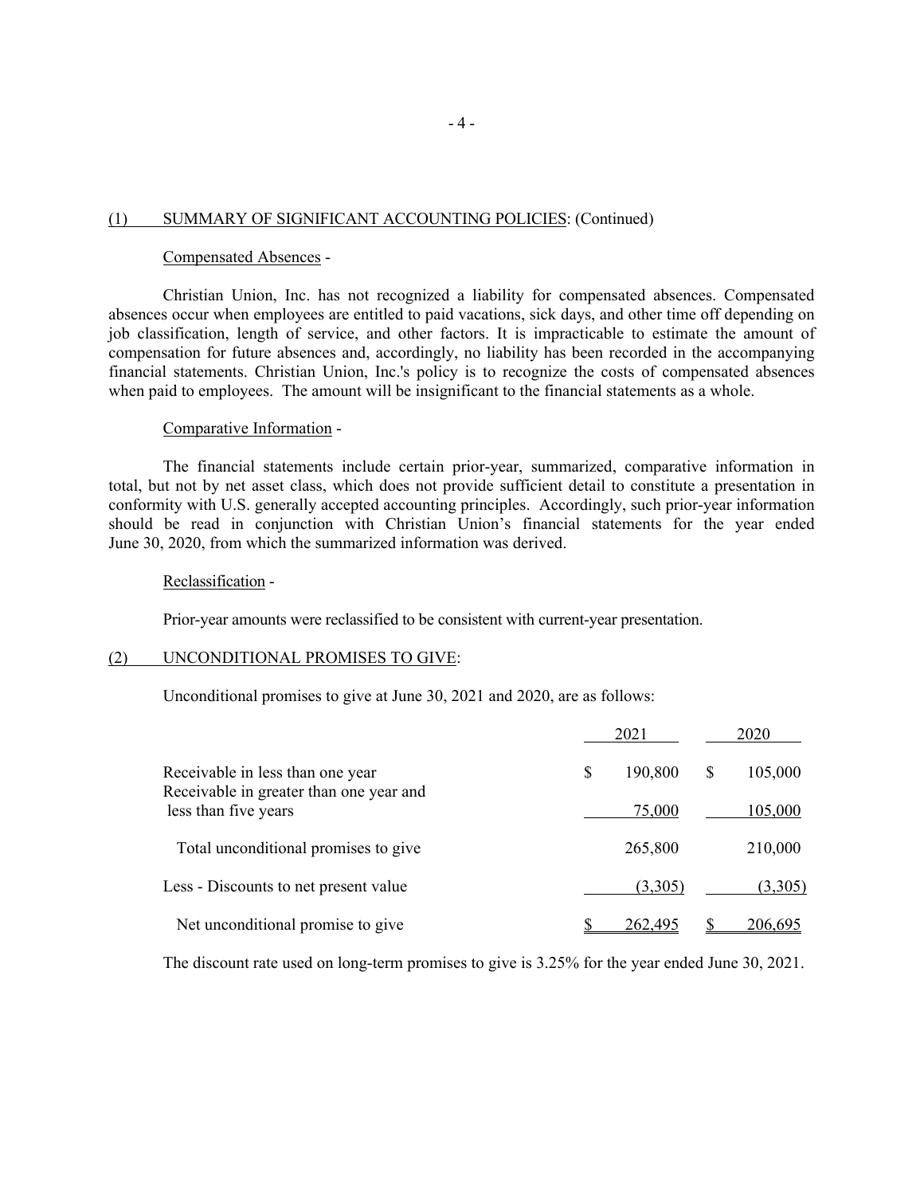## (1) SUMMARY OF SIGNIFICANT ACCOUNTING POLICIES: (Continued)

Compensated Absences -

Christian Union, Inc. has not recognized a liability for compensated absences. Compensated absences occur when employees are entitled to paid vacations, sick days, and other time off depending on job classification, length of service, and other factors. It is impracticable to estimate the amount of compensation for future absences and, accordingly, no liability has been recorded in the accompanying financial statements. Christian Union, Inc.'s policy is to recognize the costs of compensated absences when paid to employees. The amount will be insignificant to the financial statements as a whole.

Comparative Information -

The financial statements include certain prior-year, summarized, comparative information in total, but not by net asset class, which does not provide sufficient detail to constitute a presentation in conformity with U.S. generally accepted accounting principles. Accordingly, such prior-year information should be read in conjunction with Christian Union's financial statements for the year ended June 30, 2020, from which the summarized information was derived.

Reclassification -

Prior-year amounts were reclassified to be consistent with current-year presentation.

## (2) UNCONDITIONAL PROMISES TO GIVE:

Unconditional promises to give at June 30, 2021 and 2020, are as follows:

| | 2021 | 2020 |
|---|---|---|
| Receivable in less than one year | $ 190,800 | $ 105,000 |
| Receivable in greater than one year and less than five years | 75,000 | 105,000 |
| Total unconditional promises to give | 265,800 | 210,000 |
| Less - Discounts to net present value | (3,305) | (3,305) |
| Net unconditional promise to give | $ 262,495 | $ 206,695 |

The discount rate used on long-term promises to give is 3.25% for the year ended June 30, 2021.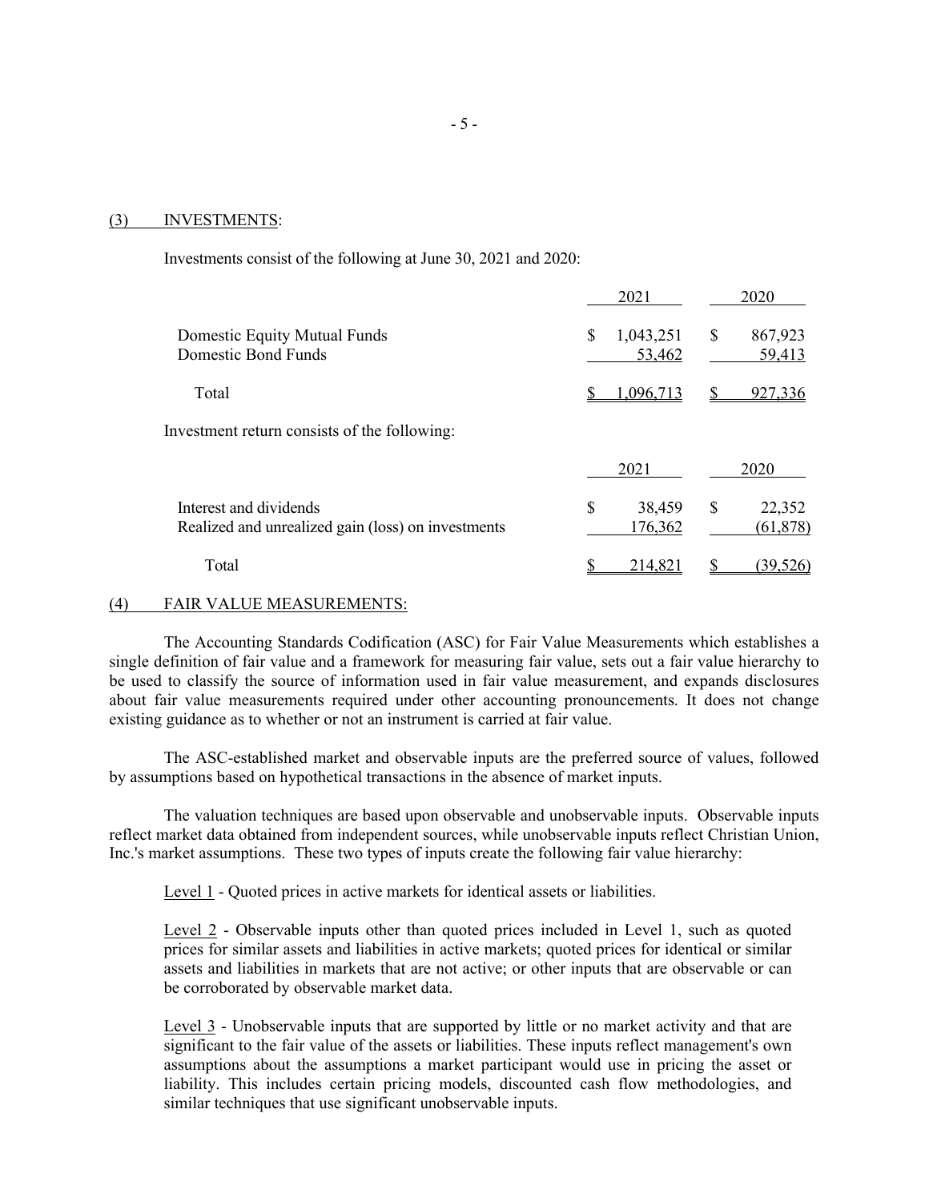## (3) INVESTMENTS:

Investments consist of the following at June 30, 2021 and 2020:

| | 2021 | 2020 |
|---|---|---|
| Domestic Equity Mutual Funds | $ 1,043,251 | $ 867,923 |
| Domestic Bond Funds | 53,462 | 59,413 |
| Total | $ 1,096,713 | $ 927,336 |

Investment return consists of the following:

| | 2021 | 2020 |
|---|---|---|
| Interest and dividends | $ 38,459 | $ 22,352 |
| Realized and unrealized gain (loss) on investments | 176,362 | (61,878) |
| Total | $ 214,821 | $ (39,526) |

## (4) FAIR VALUE MEASUREMENTS:

The Accounting Standards Codification (ASC) for Fair Value Measurements which establishes a single definition of fair value and a framework for measuring fair value, sets out a fair value hierarchy to be used to classify the source of information used in fair value measurement, and expands disclosures about fair value measurements required under other accounting pronouncements. It does not change existing guidance as to whether or not an instrument is carried at fair value.

The ASC-established market and observable inputs are the preferred source of values, followed by assumptions based on hypothetical transactions in the absence of market inputs.

The valuation techniques are based upon observable and unobservable inputs. Observable inputs reflect market data obtained from independent sources, while unobservable inputs reflect Christian Union, Inc.'s market assumptions. These two types of inputs create the following fair value hierarchy:

Level 1 - Quoted prices in active markets for identical assets or liabilities.

Level 2 - Observable inputs other than quoted prices included in Level 1, such as quoted prices for similar assets and liabilities in active markets; quoted prices for identical or similar assets and liabilities in markets that are not active; or other inputs that are observable or can be corroborated by observable market data.

Level 3 - Unobservable inputs that are supported by little or no market activity and that are significant to the fair value of the assets or liabilities. These inputs reflect management's own assumptions about the assumptions a market participant would use in pricing the asset or liability. This includes certain pricing models, discounted cash flow methodologies, and similar techniques that use significant unobservable inputs.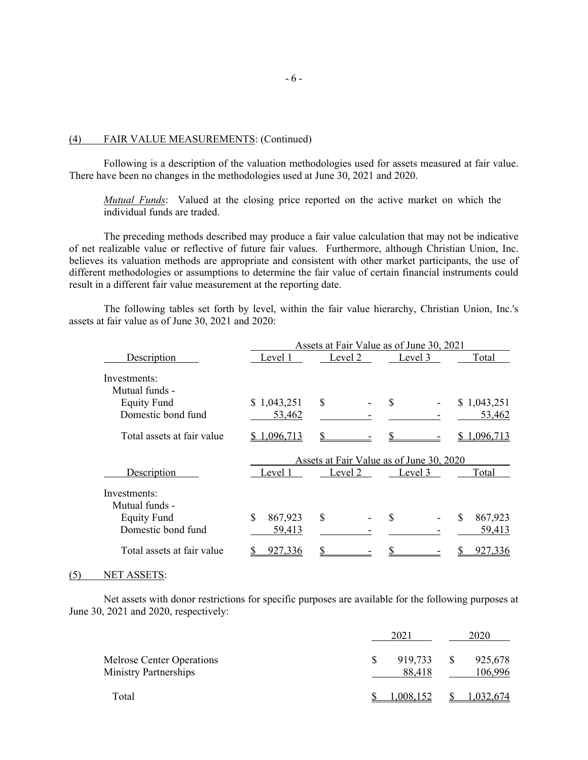## (4) FAIR VALUE MEASUREMENTS: (Continued)

Following is a description of the valuation methodologies used for assets measured at fair value. There have been no changes in the methodologies used at June 30, 2021 and 2020.

*Mutual Funds*: Valued at the closing price reported on the active market on which the individual funds are traded.

The preceding methods described may produce a fair value calculation that may not be indicative of net realizable value or reflective of future fair values. Furthermore, although Christian Union, Inc. believes its valuation methods are appropriate and consistent with other market participants, the use of different methodologies or assumptions to determine the fair value of certain financial instruments could result in a different fair value measurement at the reporting date.

The following tables set forth by level, within the fair value hierarchy, Christian Union, Inc.'s assets at fair value as of June 30, 2021 and 2020:

| | Assets at Fair Value as of June 30, 2021 | | | |
|---|---|---|---|---|
| Description | Level 1 | Level 2 | Level 3 | Total |
| Investments: | | | | |
| Mutual funds - | | | | |
| Equity Fund | $ 1,043,251 | $ - | $ - | $ 1,043,251 |
| Domestic bond fund | 53,462 | - | - | 53,462 |
| Total assets at fair value | $ 1,096,713 | $ - | $ - | $ 1,096,713 |

| | Assets at Fair Value as of June 30, 2020 | | | |
|---|---|---|---|---|
| Description | Level 1 | Level 2 | Level 3 | Total |
| Investments: | | | | |
| Mutual funds - | | | | |
| Equity Fund | $ 867,923 | $ - | $ - | $ 867,923 |
| Domestic bond fund | 59,413 | - | - | 59,413 |
| Total assets at fair value | $ 927,336 | $ - | $ - | $ 927,336 |

## (5) NET ASSETS:

Net assets with donor restrictions for specific purposes are available for the following purposes at June 30, 2021 and 2020, respectively:

| | 2021 | 2020 |
|---|---|---|
| Melrose Center Operations | $ 919,733 | $ 925,678 |
| Ministry Partnerships | 88,418 | 106,996 |
| Total | $ 1,008,152 | $ 1,032,674 |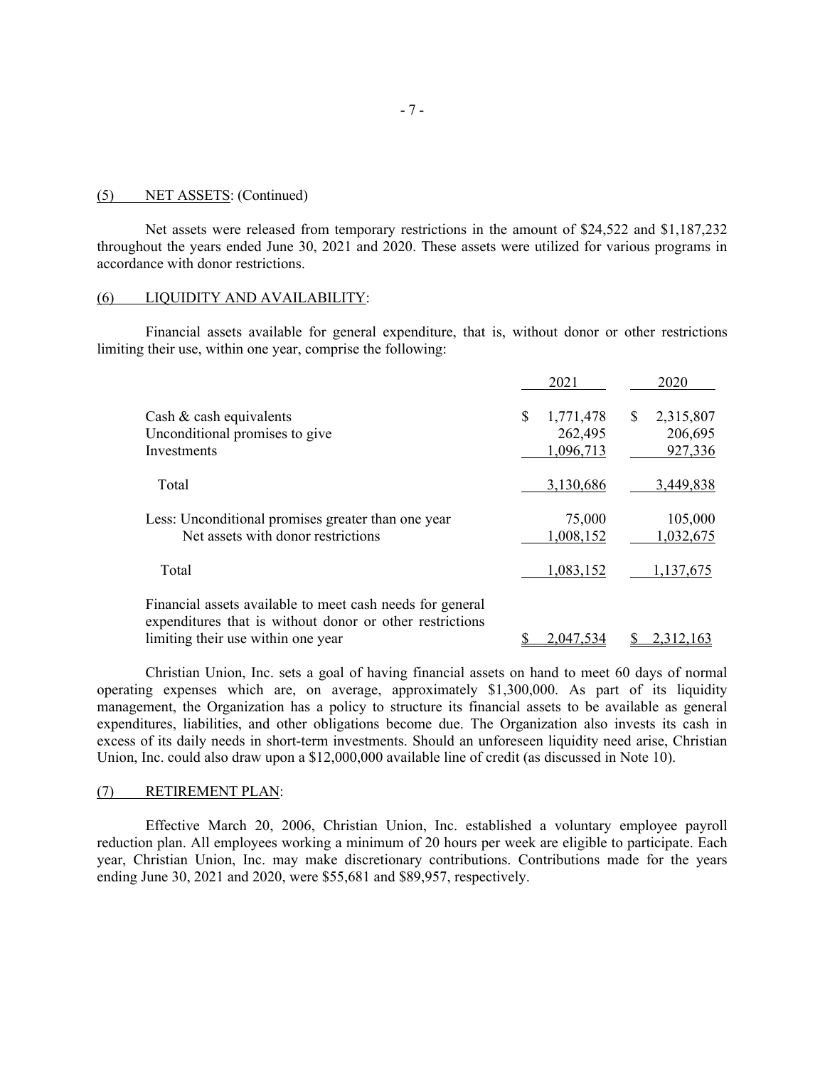## (5) NET ASSETS: (Continued)

Net assets were released from temporary restrictions in the amount of $24,522 and $1,187,232 throughout the years ended June 30, 2021 and 2020. These assets were utilized for various programs in accordance with donor restrictions.

## (6) LIQUIDITY AND AVAILABILITY:

Financial assets available for general expenditure, that is, without donor or other restrictions limiting their use, within one year, comprise the following:

| | 2021 | 2020 |
|---|---|---|
| Cash & cash equivalents | $ 1,771,478 | $ 2,315,807 |
| Unconditional promises to give | 262,495 | 206,695 |
| Investments | 1,096,713 | 927,336 |
| Total | 3,130,686 | 3,449,838 |
| Less: Unconditional promises greater than one year | 75,000 | 105,000 |
| Net assets with donor restrictions | 1,008,152 | 1,032,675 |
| Total | 1,083,152 | 1,137,675 |
| Financial assets available to meet cash needs for general expenditures that is without donor or other restrictions limiting their use within one year | $ 2,047,534 | $ 2,312,163 |

Christian Union, Inc. sets a goal of having financial assets on hand to meet 60 days of normal operating expenses which are, on average, approximately $1,300,000. As part of its liquidity management, the Organization has a policy to structure its financial assets to be available as general expenditures, liabilities, and other obligations become due. The Organization also invests its cash in excess of its daily needs in short-term investments. Should an unforeseen liquidity need arise, Christian Union, Inc. could also draw upon a $12,000,000 available line of credit (as discussed in Note 10).

## (7) RETIREMENT PLAN:

Effective March 20, 2006, Christian Union, Inc. established a voluntary employee payroll reduction plan. All employees working a minimum of 20 hours per week are eligible to participate. Each year, Christian Union, Inc. may make discretionary contributions. Contributions made for the years ending June 30, 2021 and 2020, were $55,681 and $89,957, respectively.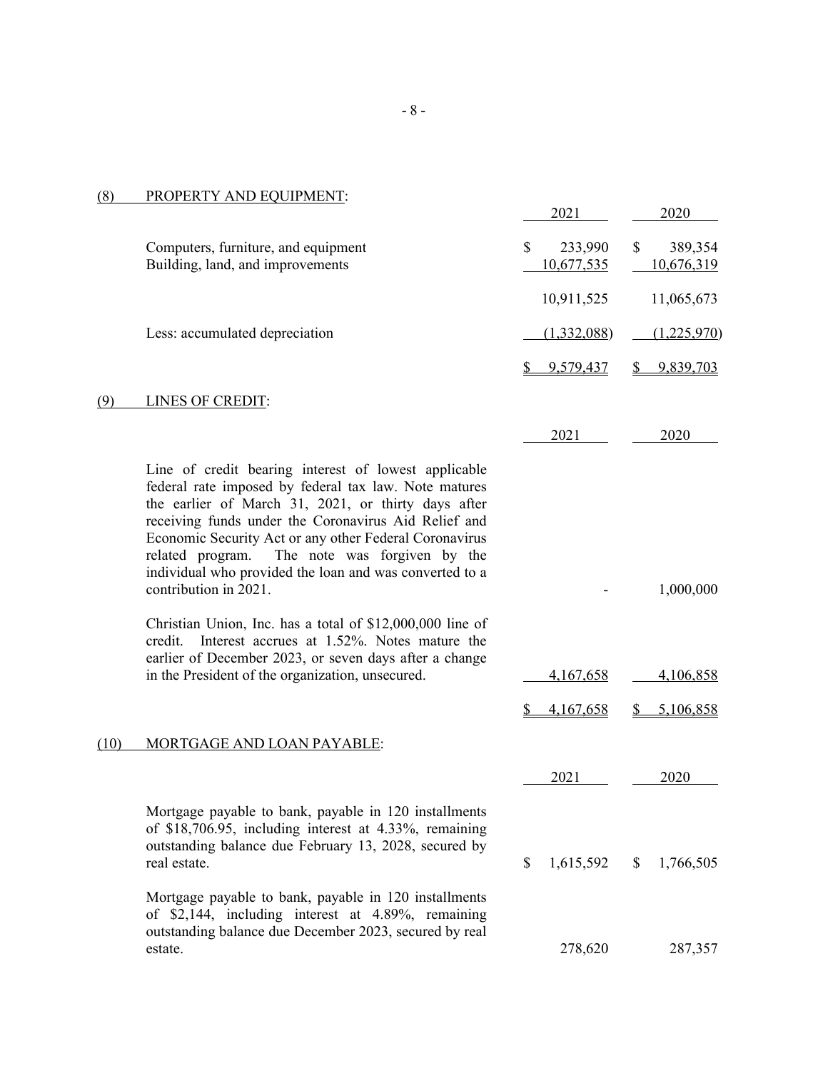## (8) PROPERTY AND EQUIPMENT:

| | 2021 | 2020 |
|---|---|---|
| Computers, furniture, and equipment | $ 233,990 | $ 389,354 |
| Building, land, and improvements | 10,677,535 | 10,676,319 |
| | 10,911,525 | 11,065,673 |
| Less: accumulated depreciation | (1,332,088) | (1,225,970) |
| | $ 9,579,437 | $ 9,839,703 |

## (9) LINES OF CREDIT:

| | 2021 | 2020 |
|---|---|---|
| Line of credit bearing interest of lowest applicable federal rate imposed by federal tax law. Note matures the earlier of March 31, 2021, or thirty days after receiving funds under the Coronavirus Aid Relief and Economic Security Act or any other Federal Coronavirus related program. The note was forgiven by the individual who provided the loan and was converted to a contribution in 2021. | - | 1,000,000 |
| Christian Union, Inc. has a total of $12,000,000 line of credit. Interest accrues at 1.52%. Notes mature the earlier of December 2023, or seven days after a change in the President of the organization, unsecured. | 4,167,658 | 4,106,858 |
| | $ 4,167,658 | $ 5,106,858 |

## (10) MORTGAGE AND LOAN PAYABLE:

| | 2021 | 2020 |
|---|---|---|
| Mortgage payable to bank, payable in 120 installments of $18,706.95, including interest at 4.33%, remaining outstanding balance due February 13, 2028, secured by real estate. | $ 1,615,592 | $ 1,766,505 |
| Mortgage payable to bank, payable in 120 installments of $2,144, including interest at 4.89%, remaining outstanding balance due December 2023, secured by real estate. | 278,620 | 287,357 |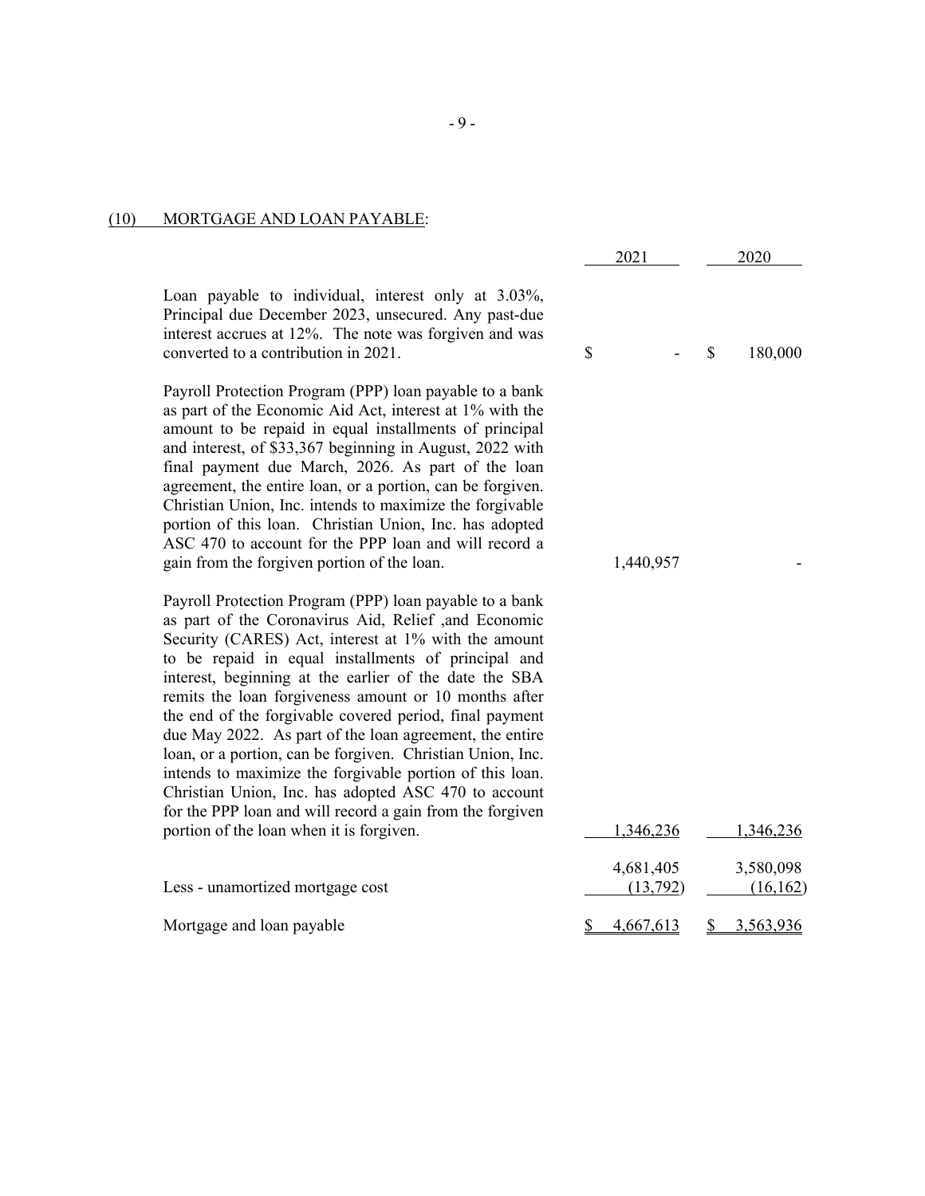## (10) MORTGAGE AND LOAN PAYABLE:

| | 2021 | 2020 |
|---|---|---|
| Loan payable to individual, interest only at 3.03%, Principal due December 2023, unsecured. Any past-due interest accrues at 12%. The note was forgiven and was converted to a contribution in 2021. | $ - | $ 180,000 |
| Payroll Protection Program (PPP) loan payable to a bank as part of the Economic Aid Act, interest at 1% with the amount to be repaid in equal installments of principal and interest, of $33,367 beginning in August, 2022 with final payment due March, 2026. As part of the loan agreement, the entire loan, or a portion, can be forgiven. Christian Union, Inc. intends to maximize the forgivable portion of this loan. Christian Union, Inc. has adopted ASC 470 to account for the PPP loan and will record a gain from the forgiven portion of the loan. | 1,440,957 | - |
| Payroll Protection Program (PPP) loan payable to a bank as part of the Coronavirus Aid, Relief ,and Economic Security (CARES) Act, interest at 1% with the amount to be repaid in equal installments of principal and interest, beginning at the earlier of the date the SBA remits the loan forgiveness amount or 10 months after the end of the forgivable covered period, final payment due May 2022. As part of the loan agreement, the entire loan, or a portion, can be forgiven. Christian Union, Inc. intends to maximize the forgivable portion of this loan. Christian Union, Inc. has adopted ASC 470 to account for the PPP loan and will record a gain from the forgiven portion of the loan when it is forgiven. | 1,346,236 | 1,346,236 |
| | 4,681,405 | 3,580,098 |
| Less - unamortized mortgage cost | (13,792) | (16,162) |
| Mortgage and loan payable | $ 4,667,613 | $ 3,563,936 |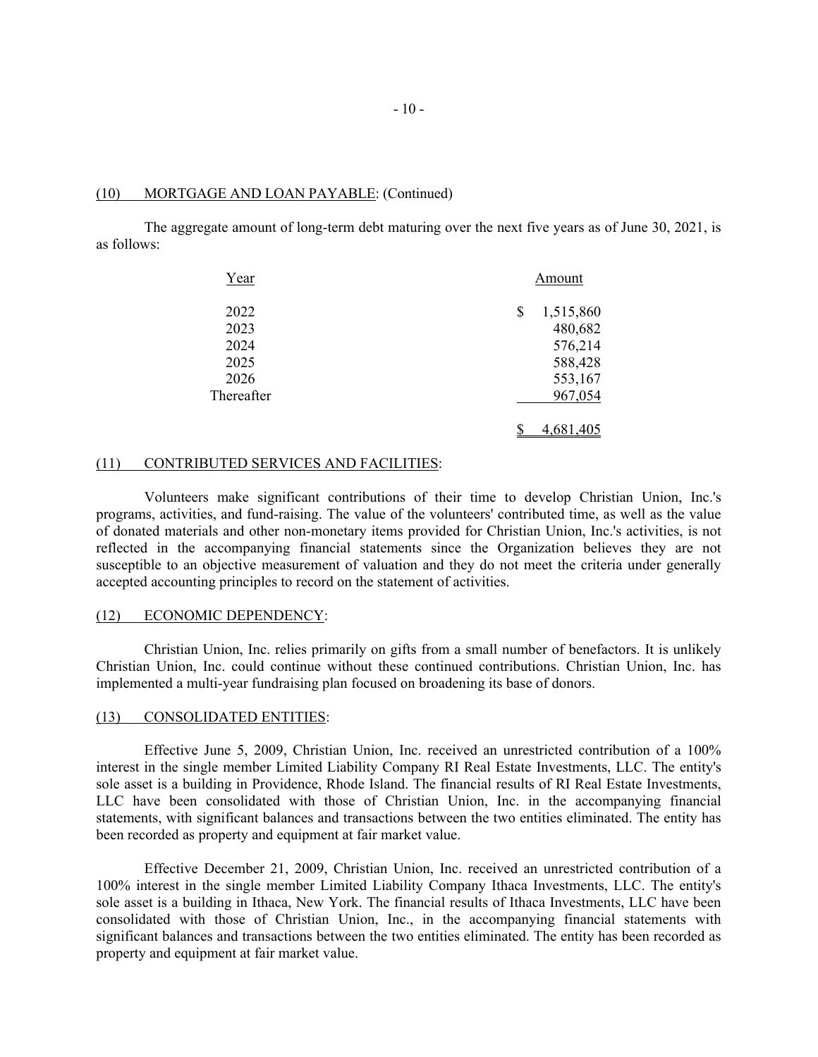## (10) MORTGAGE AND LOAN PAYABLE: (Continued)

The aggregate amount of long-term debt maturing over the next five years as of June 30, 2021, is as follows:

| Year | Amount |
|---|---|
| 2022 | $ 1,515,860 |
| 2023 | 480,682 |
| 2024 | 576,214 |
| 2025 | 588,428 |
| 2026 | 553,167 |
| Thereafter | 967,054 |
| | $ 4,681,405 |

## (11) CONTRIBUTED SERVICES AND FACILITIES:

Volunteers make significant contributions of their time to develop Christian Union, Inc.'s programs, activities, and fund-raising. The value of the volunteers' contributed time, as well as the value of donated materials and other non-monetary items provided for Christian Union, Inc.'s activities, is not reflected in the accompanying financial statements since the Organization believes they are not susceptible to an objective measurement of valuation and they do not meet the criteria under generally accepted accounting principles to record on the statement of activities.

## (12) ECONOMIC DEPENDENCY:

Christian Union, Inc. relies primarily on gifts from a small number of benefactors. It is unlikely Christian Union, Inc. could continue without these continued contributions. Christian Union, Inc. has implemented a multi-year fundraising plan focused on broadening its base of donors.

## (13) CONSOLIDATED ENTITIES:

Effective June 5, 2009, Christian Union, Inc. received an unrestricted contribution of a 100% interest in the single member Limited Liability Company RI Real Estate Investments, LLC. The entity's sole asset is a building in Providence, Rhode Island. The financial results of RI Real Estate Investments, LLC have been consolidated with those of Christian Union, Inc. in the accompanying financial statements, with significant balances and transactions between the two entities eliminated. The entity has been recorded as property and equipment at fair market value.

Effective December 21, 2009, Christian Union, Inc. received an unrestricted contribution of a 100% interest in the single member Limited Liability Company Ithaca Investments, LLC. The entity's sole asset is a building in Ithaca, New York. The financial results of Ithaca Investments, LLC have been consolidated with those of Christian Union, Inc., in the accompanying financial statements with significant balances and transactions between the two entities eliminated. The entity has been recorded as property and equipment at fair market value.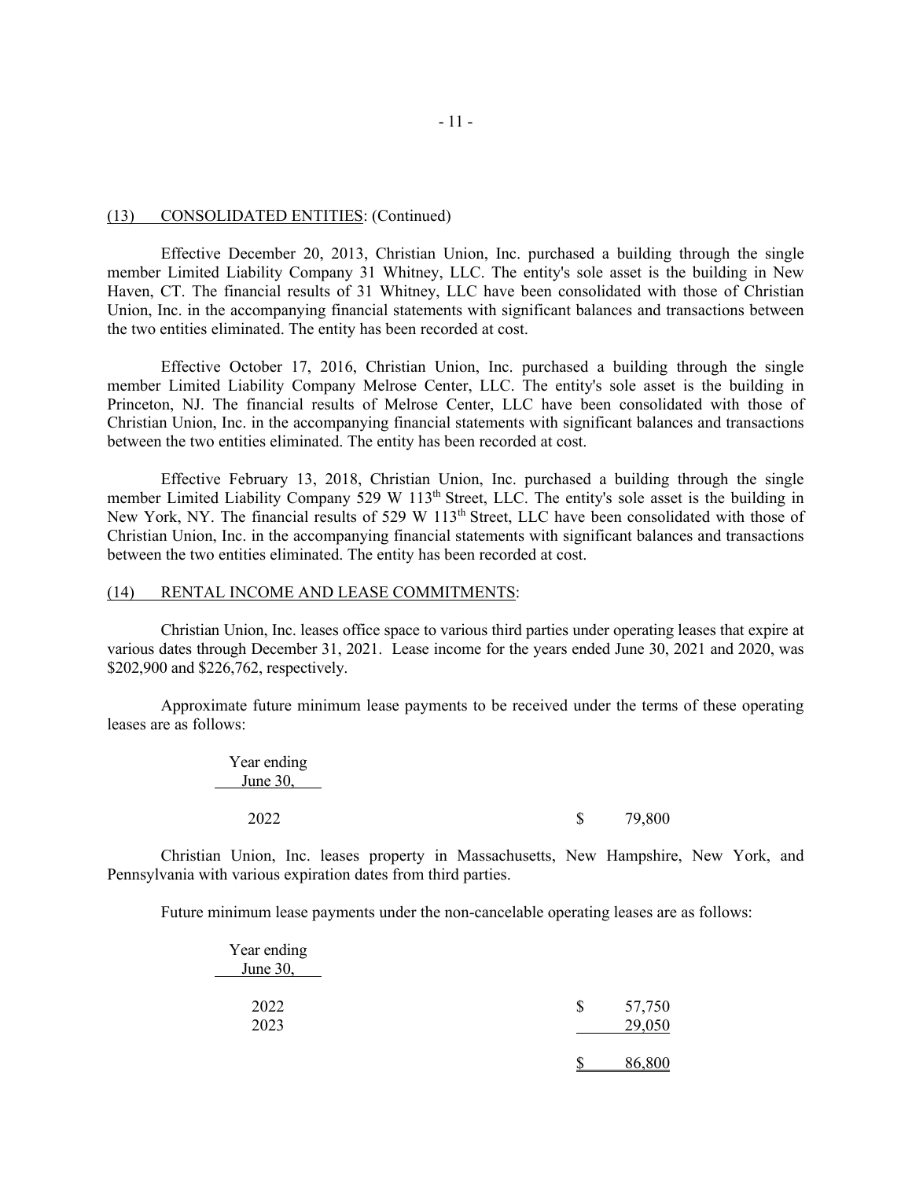## (13) CONSOLIDATED ENTITIES: (Continued)

Effective December 20, 2013, Christian Union, Inc. purchased a building through the single member Limited Liability Company 31 Whitney, LLC. The entity's sole asset is the building in New Haven, CT. The financial results of 31 Whitney, LLC have been consolidated with those of Christian Union, Inc. in the accompanying financial statements with significant balances and transactions between the two entities eliminated. The entity has been recorded at cost.

Effective October 17, 2016, Christian Union, Inc. purchased a building through the single member Limited Liability Company Melrose Center, LLC. The entity's sole asset is the building in Princeton, NJ. The financial results of Melrose Center, LLC have been consolidated with those of Christian Union, Inc. in the accompanying financial statements with significant balances and transactions between the two entities eliminated. The entity has been recorded at cost.

Effective February 13, 2018, Christian Union, Inc. purchased a building through the single member Limited Liability Company 529 W 113th Street, LLC. The entity's sole asset is the building in New York, NY. The financial results of 529 W 113th Street, LLC have been consolidated with those of Christian Union, Inc. in the accompanying financial statements with significant balances and transactions between the two entities eliminated. The entity has been recorded at cost.

## (14) RENTAL INCOME AND LEASE COMMITMENTS:

Christian Union, Inc. leases office space to various third parties under operating leases that expire at various dates through December 31, 2021. Lease income for the years ended June 30, 2021 and 2020, was $202,900 and $226,762, respectively.

Approximate future minimum lease payments to be received under the terms of these operating leases are as follows:

| Year ending June 30, | |
|---|---|
| 2022 | $ 79,800 |

Christian Union, Inc. leases property in Massachusetts, New Hampshire, New York, and Pennsylvania with various expiration dates from third parties.

Future minimum lease payments under the non-cancelable operating leases are as follows:

| Year ending June 30, | |
|---|---|
| 2022 | $ 57,750 |
| 2023 | 29,050 |
| | $ 86,800 |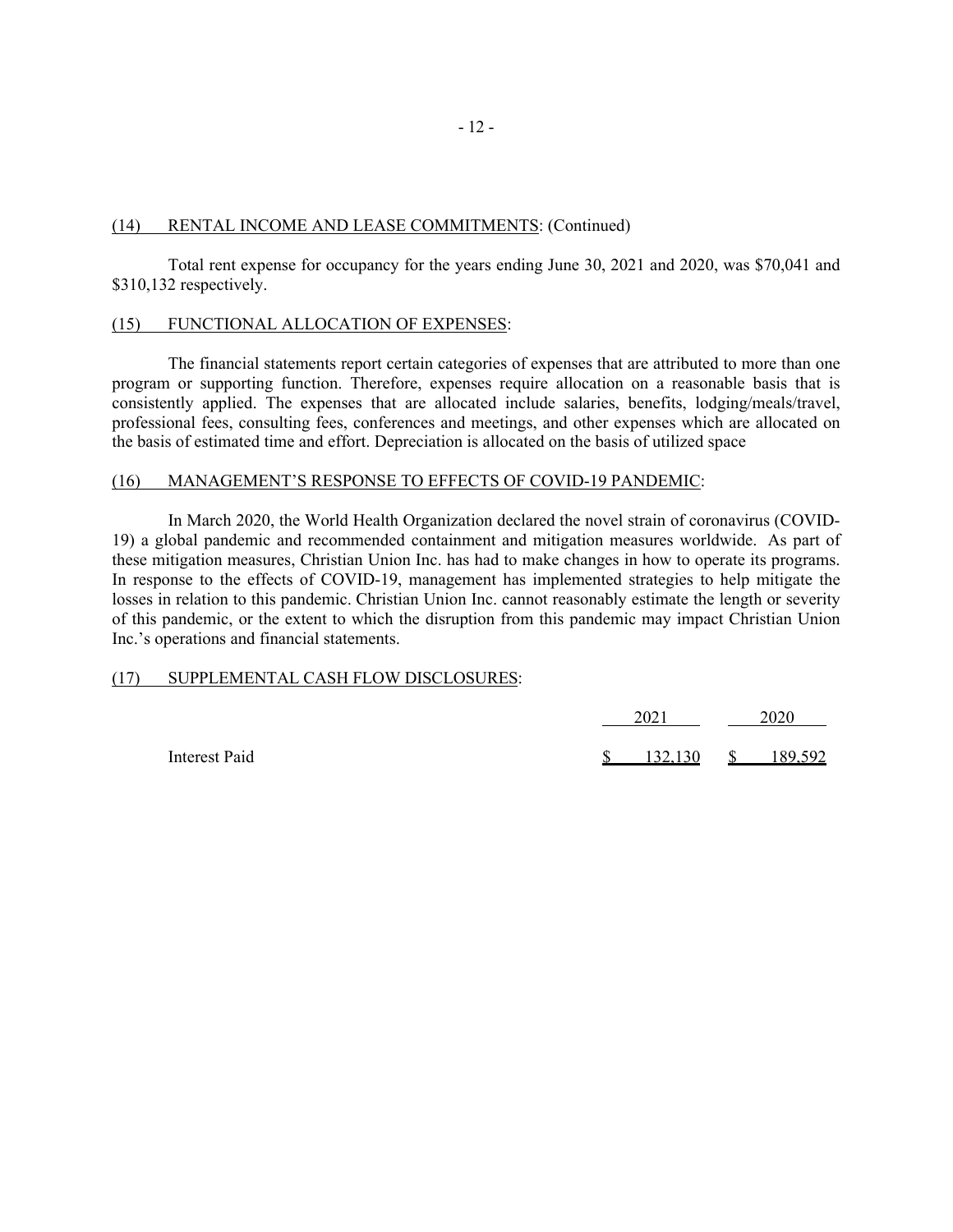## (14) RENTAL INCOME AND LEASE COMMITMENTS: (Continued)

Total rent expense for occupancy for the years ending June 30, 2021 and 2020, was $70,041 and $310,132 respectively.

## (15) FUNCTIONAL ALLOCATION OF EXPENSES:

The financial statements report certain categories of expenses that are attributed to more than one program or supporting function. Therefore, expenses require allocation on a reasonable basis that is consistently applied. The expenses that are allocated include salaries, benefits, lodging/meals/travel, professional fees, consulting fees, conferences and meetings, and other expenses which are allocated on the basis of estimated time and effort. Depreciation is allocated on the basis of utilized space

## (16) MANAGEMENT'S RESPONSE TO EFFECTS OF COVID-19 PANDEMIC:

In March 2020, the World Health Organization declared the novel strain of coronavirus (COVID-19) a global pandemic and recommended containment and mitigation measures worldwide. As part of these mitigation measures, Christian Union Inc. has had to make changes in how to operate its programs. In response to the effects of COVID-19, management has implemented strategies to help mitigate the losses in relation to this pandemic. Christian Union Inc. cannot reasonably estimate the length or severity of this pandemic, or the extent to which the disruption from this pandemic may impact Christian Union Inc.'s operations and financial statements.

## (17) SUPPLEMENTAL CASH FLOW DISCLOSURES:

| | 2021 | 2020 |
|---|---|---|
| Interest Paid | $ 132,130 | $ 189,592 |